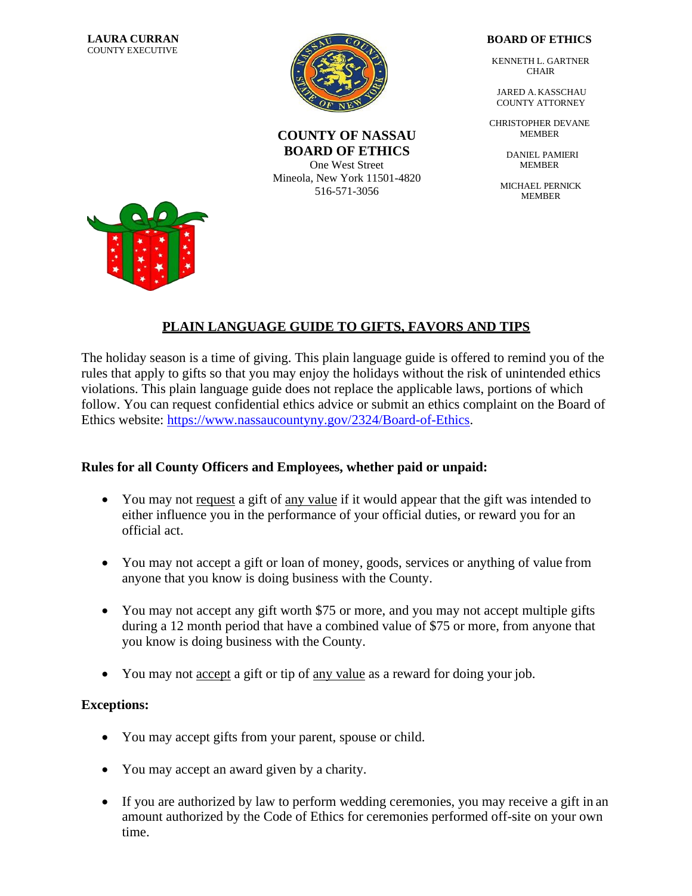**LAURA CURRAN**
COUNTY EXECUTIVE

**COUNTY OF NASSAU**
**BOARD OF ETHICS**
One West Street
Mineola, New York 11501-4820
516-571-3056

**BOARD OF ETHICS**

KENNETH L. GARTNER
CHAIR

JARED A. KASSCHAU
COUNTY ATTORNEY

CHRISTOPHER DEVANE
MEMBER

DANIEL PAMIERI
MEMBER

MICHAEL PERNICK
MEMBER

## PLAIN LANGUAGE GUIDE TO GIFTS, FAVORS AND TIPS

The holiday season is a time of giving. This plain language guide is offered to remind you of the rules that apply to gifts so that you may enjoy the holidays without the risk of unintended ethics violations. This plain language guide does not replace the applicable laws, portions of which follow. You can request confidential ethics advice or submit an ethics complaint on the Board of Ethics website: https://www.nassaucountyny.gov/2324/Board-of-Ethics.

### Rules for all County Officers and Employees, whether paid or unpaid:

- You may not request a gift of any value if it would appear that the gift was intended to either influence you in the performance of your official duties, or reward you for an official act.
- You may not accept a gift or loan of money, goods, services or anything of value from anyone that you know is doing business with the County.
- You may not accept any gift worth $75 or more, and you may not accept multiple gifts during a 12 month period that have a combined value of $75 or more, from anyone that you know is doing business with the County.
- You may not accept a gift or tip of any value as a reward for doing your job.

### Exceptions:

- You may accept gifts from your parent, spouse or child.
- You may accept an award given by a charity.
- If you are authorized by law to perform wedding ceremonies, you may receive a gift in an amount authorized by the Code of Ethics for ceremonies performed off-site on your own time.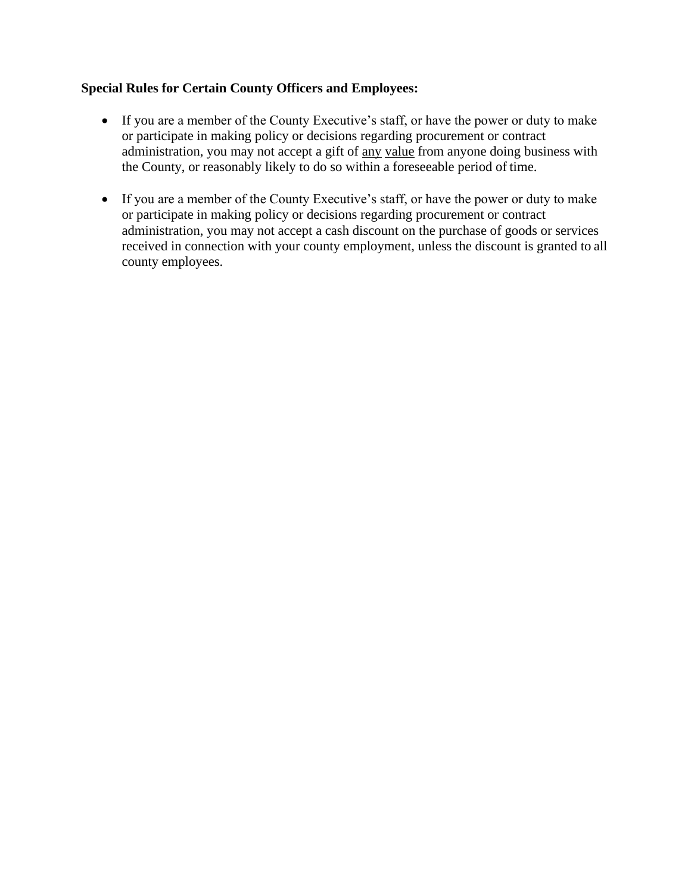**Special Rules for Certain County Officers and Employees:**

- If you are a member of the County Executive's staff, or have the power or duty to make or participate in making policy or decisions regarding procurement or contract administration, you may not accept a gift of <u>any</u> <u>value</u> from anyone doing business with the County, or reasonably likely to do so within a foreseeable period of time.

- If you are a member of the County Executive's staff, or have the power or duty to make or participate in making policy or decisions regarding procurement or contract administration, you may not accept a cash discount on the purchase of goods or services received in connection with your county employment, unless the discount is granted to all county employees.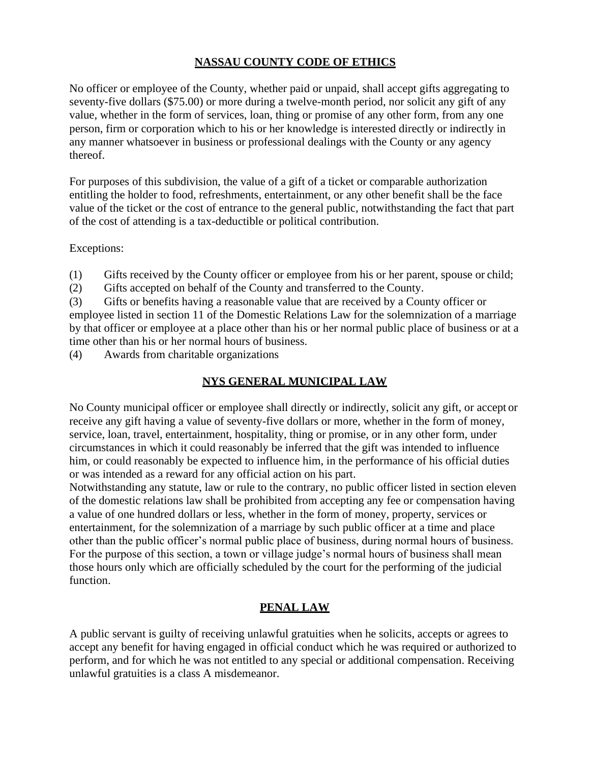## NASSAU COUNTY CODE OF ETHICS

No officer or employee of the County, whether paid or unpaid, shall accept gifts aggregating to seventy-five dollars ($75.00) or more during a twelve-month period, nor solicit any gift of any value, whether in the form of services, loan, thing or promise of any other form, from any one person, firm or corporation which to his or her knowledge is interested directly or indirectly in any manner whatsoever in business or professional dealings with the County or any agency thereof.

For purposes of this subdivision, the value of a gift of a ticket or comparable authorization entitling the holder to food, refreshments, entertainment, or any other benefit shall be the face value of the ticket or the cost of entrance to the general public, notwithstanding the fact that part of the cost of attending is a tax-deductible or political contribution.

Exceptions:

(1) Gifts received by the County officer or employee from his or her parent, spouse or child;
(2) Gifts accepted on behalf of the County and transferred to the County.
(3) Gifts or benefits having a reasonable value that are received by a County officer or employee listed in section 11 of the Domestic Relations Law for the solemnization of a marriage by that officer or employee at a place other than his or her normal public place of business or at a time other than his or her normal hours of business.
(4) Awards from charitable organizations

## NYS GENERAL MUNICIPAL LAW

No County municipal officer or employee shall directly or indirectly, solicit any gift, or accept or receive any gift having a value of seventy-five dollars or more, whether in the form of money, service, loan, travel, entertainment, hospitality, thing or promise, or in any other form, under circumstances in which it could reasonably be inferred that the gift was intended to influence him, or could reasonably be expected to influence him, in the performance of his official duties or was intended as a reward for any official action on his part.
Notwithstanding any statute, law or rule to the contrary, no public officer listed in section eleven of the domestic relations law shall be prohibited from accepting any fee or compensation having a value of one hundred dollars or less, whether in the form of money, property, services or entertainment, for the solemnization of a marriage by such public officer at a time and place other than the public officer's normal public place of business, during normal hours of business. For the purpose of this section, a town or village judge's normal hours of business shall mean those hours only which are officially scheduled by the court for the performing of the judicial function.

## PENAL LAW

A public servant is guilty of receiving unlawful gratuities when he solicits, accepts or agrees to accept any benefit for having engaged in official conduct which he was required or authorized to perform, and for which he was not entitled to any special or additional compensation. Receiving unlawful gratuities is a class A misdemeanor.